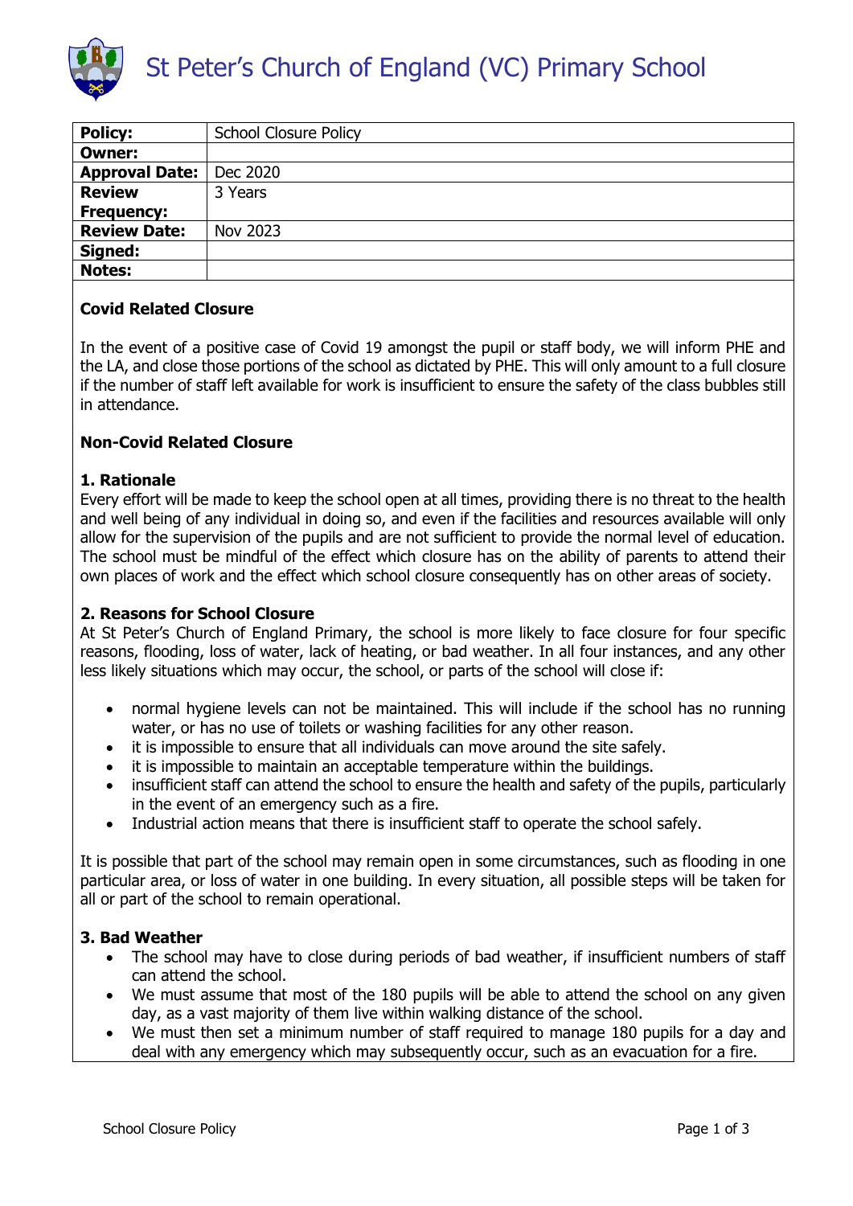# St Peter's Church of England (VC) Primary School

| Policy: | School Closure Policy |
|---|---|
| Owner: | |
| Approval Date: | Dec 2020 |
| Review Frequency: | 3 Years |
| Review Date: | Nov 2023 |
| Signed: | |
| Notes: | |

**Covid Related Closure**

In the event of a positive case of Covid 19 amongst the pupil or staff body, we will inform PHE and the LA, and close those portions of the school as dictated by PHE. This will only amount to a full closure if the number of staff left available for work is insufficient to ensure the safety of the class bubbles still in attendance.

**Non-Covid Related Closure**

**1. Rationale**

Every effort will be made to keep the school open at all times, providing there is no threat to the health and well being of any individual in doing so, and even if the facilities and resources available will only allow for the supervision of the pupils and are not sufficient to provide the normal level of education. The school must be mindful of the effect which closure has on the ability of parents to attend their own places of work and the effect which school closure consequently has on other areas of society.

**2. Reasons for School Closure**

At St Peter's Church of England Primary, the school is more likely to face closure for four specific reasons, flooding, loss of water, lack of heating, or bad weather. In all four instances, and any other less likely situations which may occur, the school, or parts of the school will close if:

- normal hygiene levels can not be maintained. This will include if the school has no running water, or has no use of toilets or washing facilities for any other reason.
- it is impossible to ensure that all individuals can move around the site safely.
- it is impossible to maintain an acceptable temperature within the buildings.
- insufficient staff can attend the school to ensure the health and safety of the pupils, particularly in the event of an emergency such as a fire.
- Industrial action means that there is insufficient staff to operate the school safely.

It is possible that part of the school may remain open in some circumstances, such as flooding in one particular area, or loss of water in one building. In every situation, all possible steps will be taken for all or part of the school to remain operational.

**3. Bad Weather**

- The school may have to close during periods of bad weather, if insufficient numbers of staff can attend the school.
- We must assume that most of the 180 pupils will be able to attend the school on any given day, as a vast majority of them live within walking distance of the school.
- We must then set a minimum number of staff required to manage 180 pupils for a day and deal with any emergency which may subsequently occur, such as an evacuation for a fire.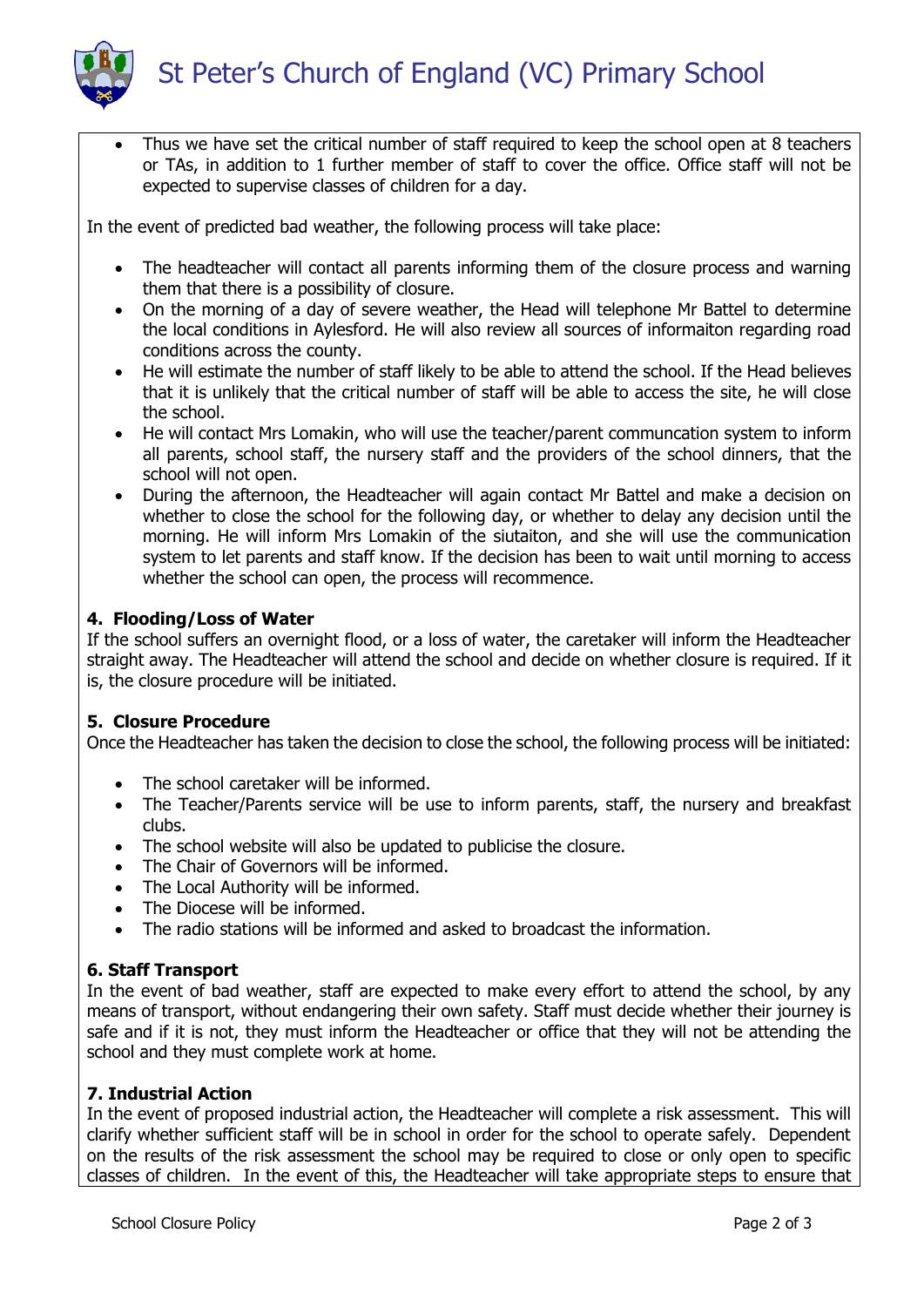- Thus we have set the critical number of staff required to keep the school open at 8 teachers or TAs, in addition to 1 further member of staff to cover the office. Office staff will not be expected to supervise classes of children for a day.

In the event of predicted bad weather, the following process will take place:

- The headteacher will contact all parents informing them of the closure process and warning them that there is a possibility of closure.
- On the morning of a day of severe weather, the Head will telephone Mr Battel to determine the local conditions in Aylesford. He will also review all sources of informaiton regarding road conditions across the county.
- He will estimate the number of staff likely to be able to attend the school. If the Head believes that it is unlikely that the critical number of staff will be able to access the site, he will close the school.
- He will contact Mrs Lomakin, who will use the teacher/parent communcation system to inform all parents, school staff, the nursery staff and the providers of the school dinners, that the school will not open.
- During the afternoon, the Headteacher will again contact Mr Battel and make a decision on whether to close the school for the following day, or whether to delay any decision until the morning. He will inform Mrs Lomakin of the siutaiton, and she will use the communication system to let parents and staff know. If the decision has been to wait until morning to access whether the school can open, the process will recommence.

**4. Flooding/Loss of Water**

If the school suffers an overnight flood, or a loss of water, the caretaker will inform the Headteacher straight away. The Headteacher will attend the school and decide on whether closure is required. If it is, the closure procedure will be initiated.

**5. Closure Procedure**

Once the Headteacher has taken the decision to close the school, the following process will be initiated:

- The school caretaker will be informed.
- The Teacher/Parents service will be use to inform parents, staff, the nursery and breakfast clubs.
- The school website will also be updated to publicise the closure.
- The Chair of Governors will be informed.
- The Local Authority will be informed.
- The Diocese will be informed.
- The radio stations will be informed and asked to broadcast the information.

**6. Staff Transport**

In the event of bad weather, staff are expected to make every effort to attend the school, by any means of transport, without endangering their own safety. Staff must decide whether their journey is safe and if it is not, they must inform the Headteacher or office that they will not be attending the school and they must complete work at home.

**7. Industrial Action**

In the event of proposed industrial action, the Headteacher will complete a risk assessment. This will clarify whether sufficient staff will be in school in order for the school to operate safely. Dependent on the results of the risk assessment the school may be required to close or only open to specific classes of children. In the event of this, the Headteacher will take appropriate steps to ensure that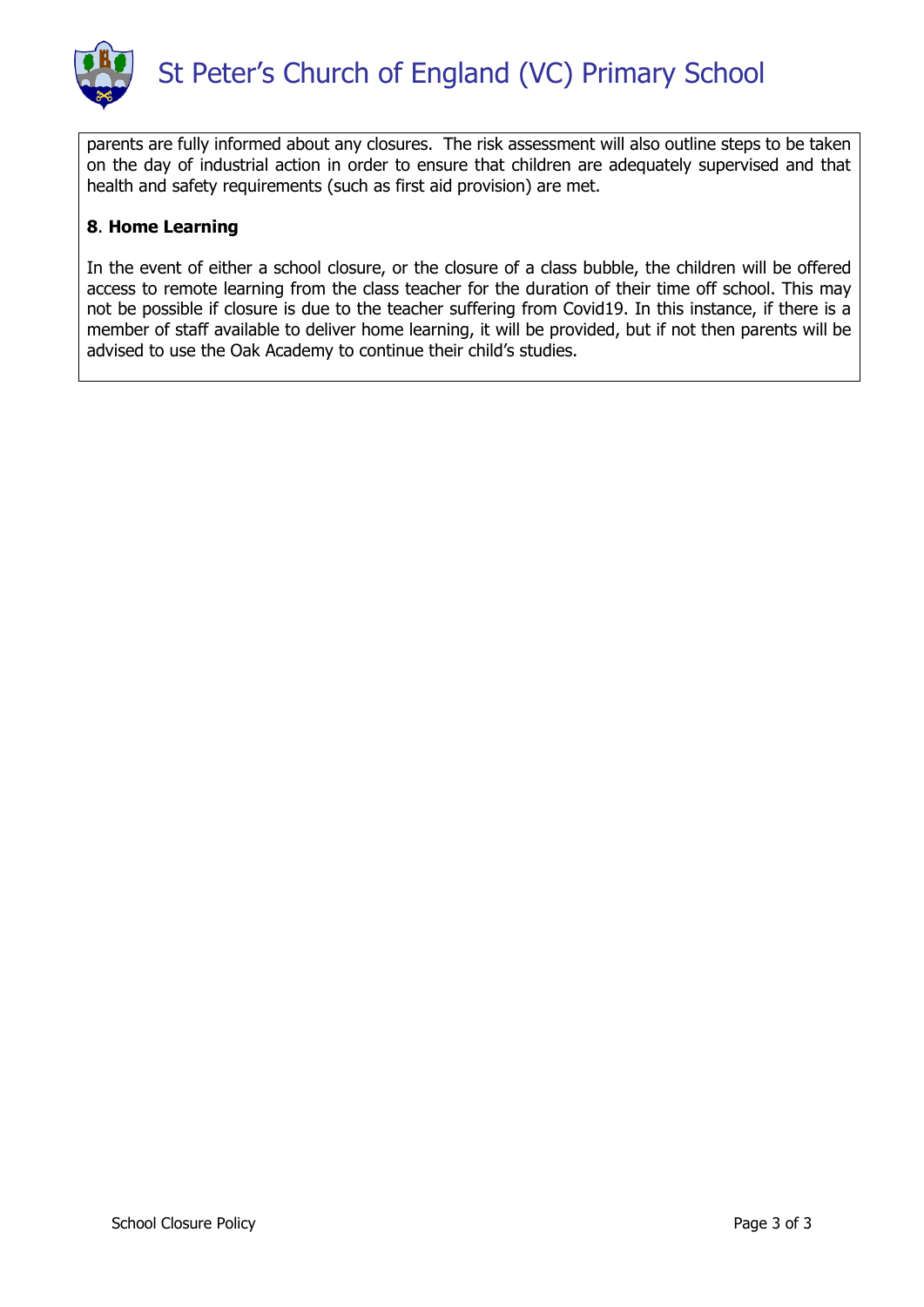parents are fully informed about any closures. The risk assessment will also outline steps to be taken on the day of industrial action in order to ensure that children are adequately supervised and that health and safety requirements (such as first aid provision) are met.

**8**. **Home Learning**

In the event of either a school closure, or the closure of a class bubble, the children will be offered access to remote learning from the class teacher for the duration of their time off school. This may not be possible if closure is due to the teacher suffering from Covid19. In this instance, if there is a member of staff available to deliver home learning, it will be provided, but if not then parents will be advised to use the Oak Academy to continue their child's studies.